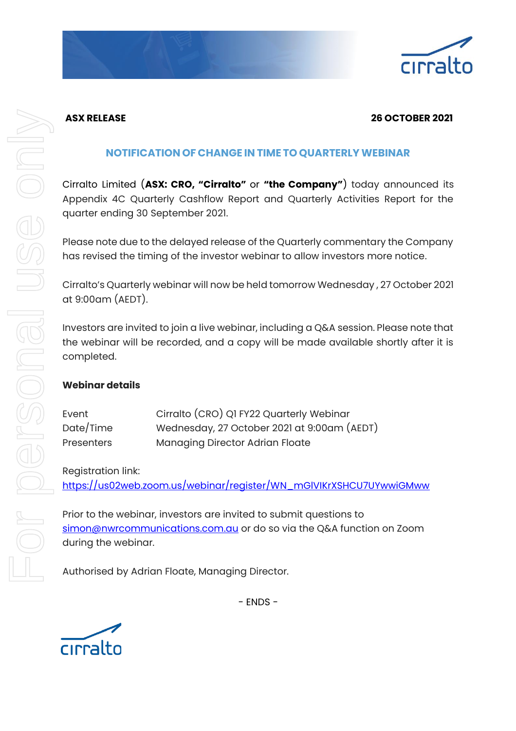**ASX RELEASE** **26 OCTOBER 2021**

## NOTIFICATION OF CHANGE IN TIME TO QUARTERLY WEBINAR

Cirralto Limited (**ASX: CRO, "Cirralto"** or **"the Company"**) today announced its Appendix 4C Quarterly Cashflow Report and Quarterly Activities Report for the quarter ending 30 September 2021.

Please note due to the delayed release of the Quarterly commentary the Company has revised the timing of the investor webinar to allow investors more notice.

Cirralto's Quarterly webinar will now be held tomorrow Wednesday , 27 October 2021 at 9:00am (AEDT).

Investors are invited to join a live webinar, including a Q&A session. Please note that the webinar will be recorded, and a copy will be made available shortly after it is completed.

**Webinar details**

| | |
|---|---|
| Event | Cirralto (CRO) Q1 FY22 Quarterly Webinar |
| Date/Time | Wednesday, 27 October 2021 at 9:00am (AEDT) |
| Presenters | Managing Director Adrian Floate |

Registration link:
https://us02web.zoom.us/webinar/register/WN_mGlVIKrXSHCU7UYwwiGMww

Prior to the webinar, investors are invited to submit questions to simon@nwrcommunications.com.au or do so via the Q&A function on Zoom during the webinar.

Authorised by Adrian Floate, Managing Director.

\- ENDS -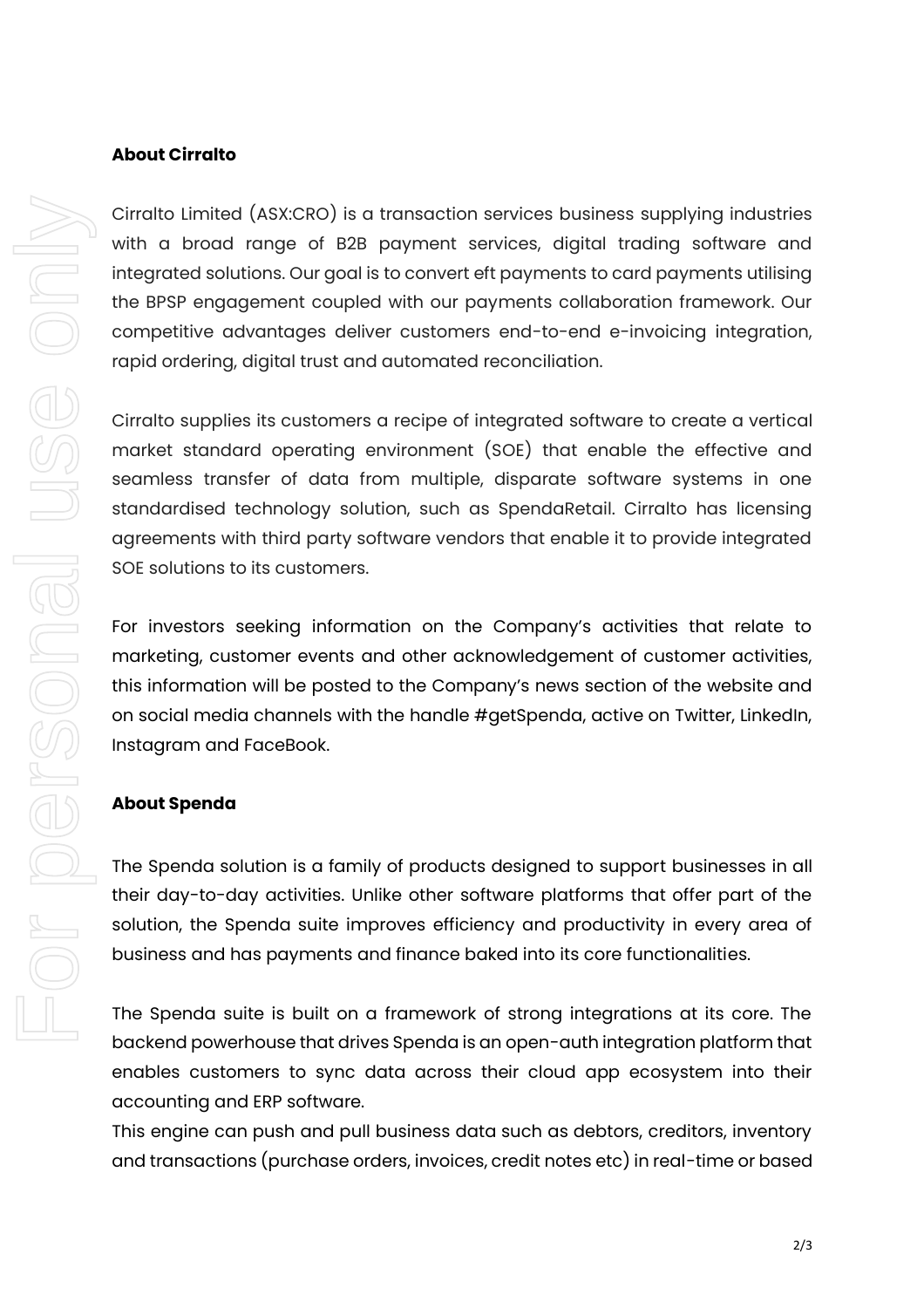**About Cirralto**

Cirralto Limited (ASX:CRO) is a transaction services business supplying industries with a broad range of B2B payment services, digital trading software and integrated solutions. Our goal is to convert eft payments to card payments utilising the BPSP engagement coupled with our payments collaboration framework. Our competitive advantages deliver customers end-to-end e-invoicing integration, rapid ordering, digital trust and automated reconciliation.

Cirralto supplies its customers a recipe of integrated software to create a vertical market standard operating environment (SOE) that enable the effective and seamless transfer of data from multiple, disparate software systems in one standardised technology solution, such as SpendaRetail. Cirralto has licensing agreements with third party software vendors that enable it to provide integrated SOE solutions to its customers.

For investors seeking information on the Company's activities that relate to marketing, customer events and other acknowledgement of customer activities, this information will be posted to the Company's news section of the website and on social media channels with the handle #getSpenda, active on Twitter, LinkedIn, Instagram and FaceBook.

**About Spenda**

The Spenda solution is a family of products designed to support businesses in all their day-to-day activities. Unlike other software platforms that offer part of the solution, the Spenda suite improves efficiency and productivity in every area of business and has payments and finance baked into its core functionalities.

The Spenda suite is built on a framework of strong integrations at its core. The backend powerhouse that drives Spenda is an open-auth integration platform that enables customers to sync data across their cloud app ecosystem into their accounting and ERP software.

This engine can push and pull business data such as debtors, creditors, inventory and transactions (purchase orders, invoices, credit notes etc) in real-time or based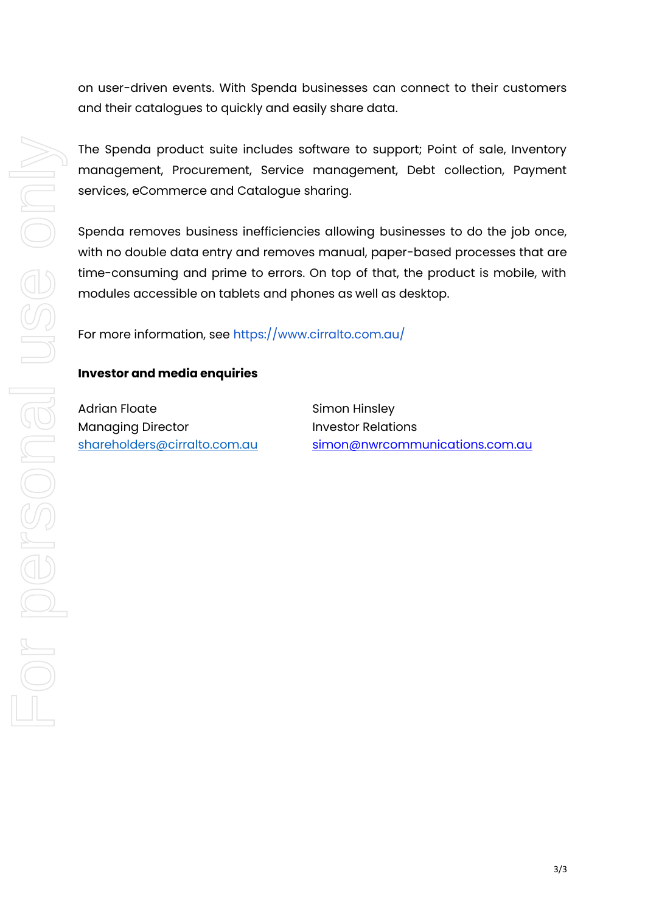on user-driven events. With Spenda businesses can connect to their customers and their catalogues to quickly and easily share data.

The Spenda product suite includes software to support; Point of sale, Inventory management, Procurement, Service management, Debt collection, Payment services, eCommerce and Catalogue sharing.

Spenda removes business inefficiencies allowing businesses to do the job once, with no double data entry and removes manual, paper-based processes that are time-consuming and prime to errors. On top of that, the product is mobile, with modules accessible on tablets and phones as well as desktop.

For more information, see https://www.cirralto.com.au/

**Investor and media enquiries**

Adrian Floate
Managing Director
shareholders@cirralto.com.au

Simon Hinsley
Investor Relations
simon@nwrcommunications.com.au